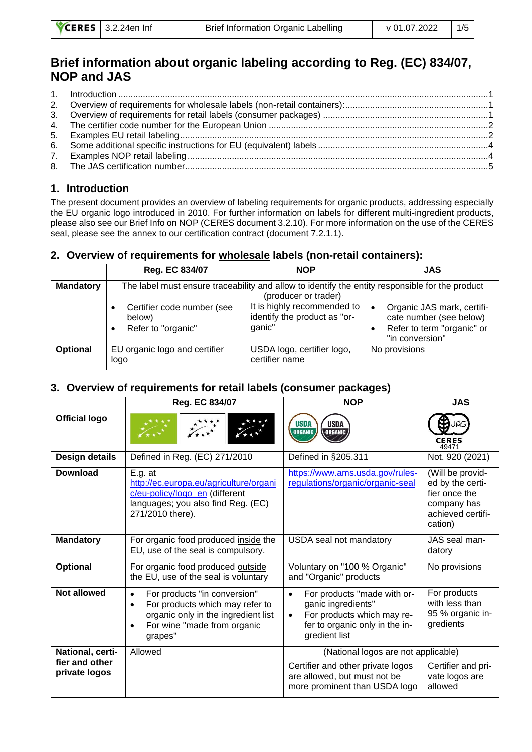# Brief information about organic labeling according to Reg. (EC) 834/07, NOP and JAS

1. Introduction .....1
2. Overview of requirements for wholesale labels (non-retail containers): .....1
3. Overview of requirements for retail labels (consumer packages) .....1
4. The certifier code number for the European Union .....2
5. Examples EU retail labeling .....2
6. Some additional specific instructions for EU (equivalent) labels .....4
7. Examples NOP retail labeling .....4
8. The JAS certification number .....5

## 1. Introduction

The present document provides an overview of labeling requirements for organic products, addressing especially the EU organic logo introduced in 2010. For further information on labels for different multi-ingredient products, please also see our Brief Info on NOP (CERES document 3.2.10). For more information on the use of the CERES seal, please see the annex to our certification contract (document 7.2.1.1).

## 2. Overview of requirements for wholesale labels (non-retail containers):

| | Reg. EC 834/07 | NOP | JAS |
|---|---|---|---|
| **Mandatory** | The label must ensure traceability and allow to identify the entity responsible for the product (producer or trader) | | |
| | • Certifier code number (see below)<br>• Refer to "organic" | It is highly recommended to identify the product as "organic" | • Organic JAS mark, certificate number (see below)<br>• Refer to term "organic" or "in conversion" |
| **Optional** | EU organic logo and certifier logo | USDA logo, certifier logo, certifier name | No provisions |

## 3. Overview of requirements for retail labels (consumer packages)

| | Reg. EC 834/07 | NOP | JAS |
|---|---|---|---|
| **Official logo** | | | CERES 49471 |
| **Design details** | Defined in Reg. (EC) 271/2010 | Defined in §205.311 | Not. 920 (2021) |
| **Download** | E.g. at http://ec.europa.eu/agriculture/organic/eu-policy/logo_en (different languages; you also find Reg. (EC) 271/2010 there). | https://www.ams.usda.gov/rules-regulations/organic/organic-seal | (Will be provided by the certifier once the company has achieved certification) |
| **Mandatory** | For organic food produced inside the EU, use of the seal is compulsory. | USDA seal not mandatory | JAS seal mandatory |
| **Optional** | For organic food produced outside the EU, use of the seal is voluntary | Voluntary on "100 % Organic" and "Organic" products | No provisions |
| **Not allowed** | • For products "in conversion"<br>• For products which may refer to organic only in the ingredient list<br>• For wine "made from organic grapes" | • For products "made with organic ingredients"<br>• For products which may refer to organic only in the ingredient list | For products with less than 95 % organic ingredients |
| **National, certifier and other private logos** | Allowed | (National logos are not applicable) | |
| | | Certifier and other private logos are allowed, but must not be more prominent than USDA logo | Certifier and private logos are allowed |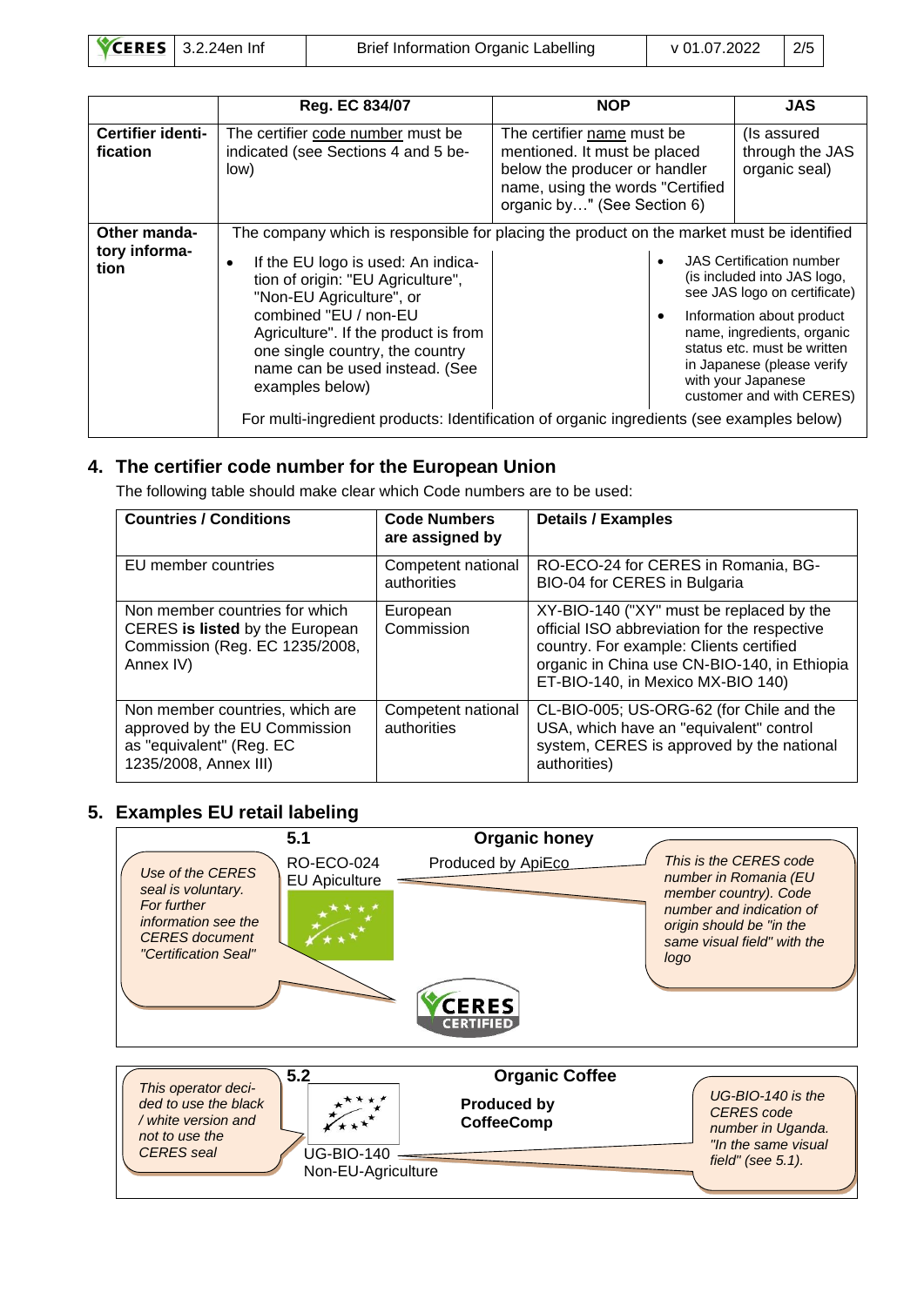| | Reg. EC 834/07 | NOP | JAS |
|---|---|---|---|
| **Certifier identification** | The certifier code number must be indicated (see Sections 4 and 5 below) | The certifier name must be mentioned. It must be placed below the producer or handler name, using the words "Certified organic by…" (See Section 6) | (Is assured through the JAS organic seal) |
| **Other mandatory information** | The company which is responsible for placing the product on the market must be identified<br>• If the EU logo is used: An indication of origin: "EU Agriculture", "Non-EU Agriculture", or combined "EU / non-EU Agriculture". If the product is from one single country, the country name can be used instead. (See examples below)<br>For multi-ingredient products: Identification of organic ingredients (see examples below) | | • JAS Certification number (is included into JAS logo, see JAS logo on certificate)<br>• Information about product name, ingredients, organic status etc. must be written in Japanese (please verify with your Japanese customer and with CERES) |

## 4. The certifier code number for the European Union

The following table should make clear which Code numbers are to be used:

| Countries / Conditions | Code Numbers are assigned by | Details / Examples |
|---|---|---|
| EU member countries | Competent national authorities | RO-ECO-24 for CERES in Romania, BG-BIO-04 for CERES in Bulgaria |
| Non member countries for which CERES **is listed** by the European Commission (Reg. EC 1235/2008, Annex IV) | European Commission | XY-BIO-140 ("XY" must be replaced by the official ISO abbreviation for the respective country. For example: Clients certified organic in China use CN-BIO-140, in Ethiopia ET-BIO-140, in Mexico MX-BIO 140) |
| Non member countries, which are approved by the EU Commission as "equivalent" (Reg. EC 1235/2008, Annex III) | Competent national authorities | CL-BIO-005; US-ORG-62 (for Chile and the USA, which have an "equivalent" control system, CERES is approved by the national authorities) |

## 5. Examples EU retail labeling

**5.1** **Organic honey**

RO-ECO-024
EU Apiculture

Produced by ApiEco

*Use of the CERES seal is voluntary. For further information see the CERES document "Certification Seal"*

*This is the CERES code number in Romania (EU member country). Code number and indication of origin should be "in the same visual field" with the logo*

CERES CERTIFIED

**5.2** **Organic Coffee**

**Produced by CoffeeComp**

UG-BIO-140
Non-EU-Agriculture

*This operator decided to use the black / white version and not to use the CERES seal*

*UG-BIO-140 is the CERES code number in Uganda. "In the same visual field" (see 5.1).*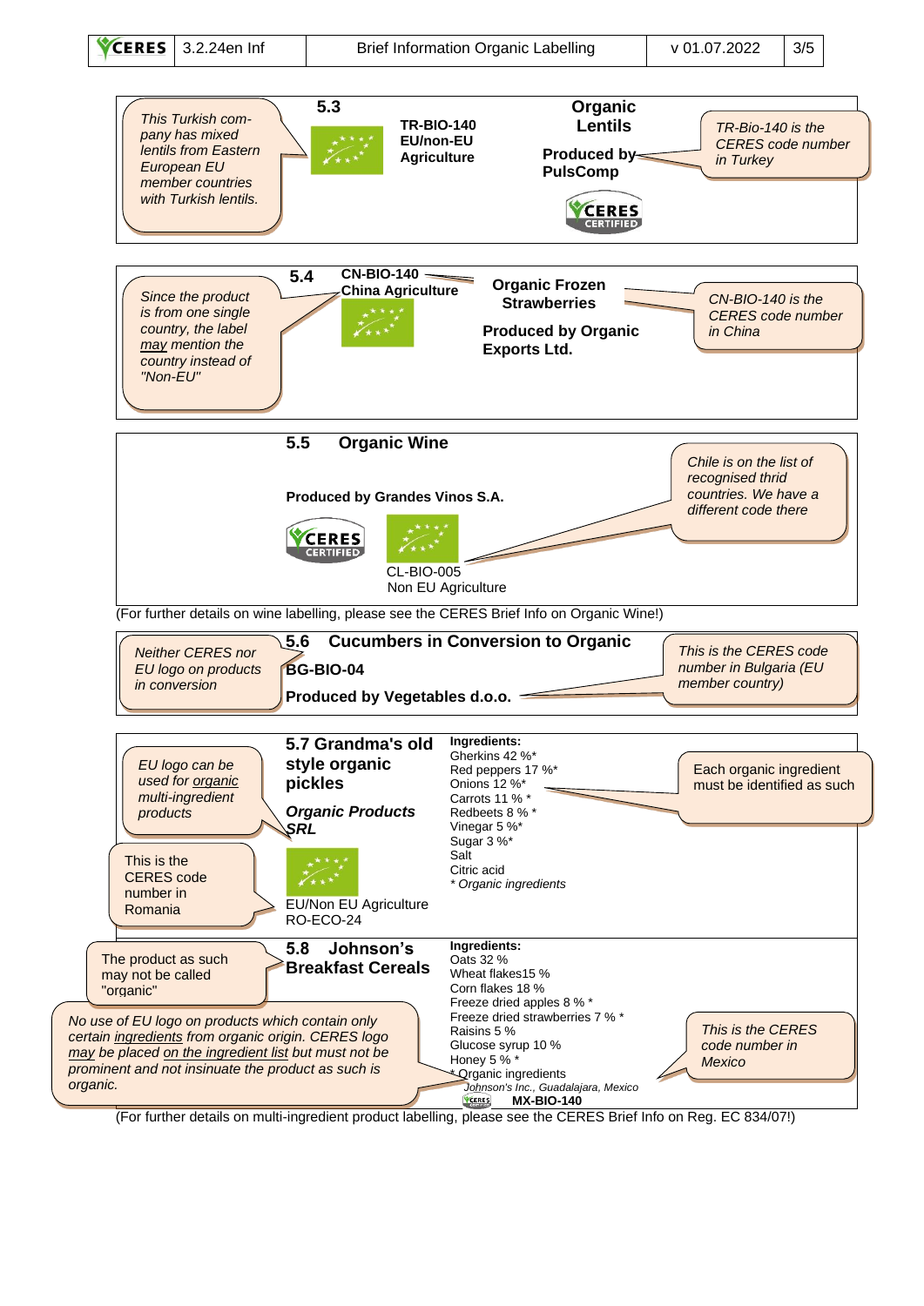### 5.3

**TR-BIO-140**
**EU/non-EU Agriculture**

**Organic Lentils**

**Produced by PulsComp**

CERES CERTIFIED

*This Turkish company has mixed lentils from Eastern European EU member countries with Turkish lentils.*

*TR-Bio-140 is the CERES code number in Turkey*

### 5.4

**CN-BIO-140**
**China Agriculture**

**Organic Frozen Strawberries**

**Produced by Organic Exports Ltd.**

*Since the product is from one single country, the label may mention the country instead of "Non-EU"*

*CN-BIO-140 is the CERES code number in China*

### 5.5 Organic Wine

**Produced by Grandes Vinos S.A.**

CERES CERTIFIED

CL-BIO-005
Non EU Agriculture

*Chile is on the list of recognised thrid countries. We have a different code there*

(For further details on wine labelling, please see the CERES Brief Info on Organic Wine!)

### 5.6 Cucumbers in Conversion to Organic

**BG-BIO-04**

**Produced by Vegetables d.o.o.**

*Neither CERES nor EU logo on products in conversion*

*This is the CERES code number in Bulgaria (EU member country)*

### 5.7 Grandma's old style organic pickles

***Organic Products SRL***

EU/Non EU Agriculture
RO-ECO-24

**Ingredients:**
Gherkins 42 %*
Red peppers 17 %*
Onions 12 %*
Carrots 11 % *
Redbeets 8 % *
Vinegar 5 %*
Sugar 3 %*
Salt
Citric acid
*\* Organic ingredients*

*EU logo can be used for organic multi-ingredient products*

This is the CERES code number in Romania

Each organic ingredient must be identified as such

### 5.8 Johnson's Breakfast Cereals

**Ingredients:**
Oats 32 %
Wheat flakes15 %
Corn flakes 18 %
Freeze dried apples 8 % *
Freeze dried strawberries 7 % *
Raisins 5 %
Glucose syrup 10 %
Honey 5 % *
\* Organic ingredients
*Johnson's Inc., Guadalajara, Mexico*
CERES **MX-BIO-140**

The product as such may not be called "organic"

*No use of EU logo on products which contain only certain ingredients from organic origin. CERES logo may be placed on the ingredient list but must not be prominent and not insinuate the product as such is organic.*

*This is the CERES code number in Mexico*

(For further details on multi-ingredient product labelling, please see the CERES Brief Info on Reg. EC 834/07!)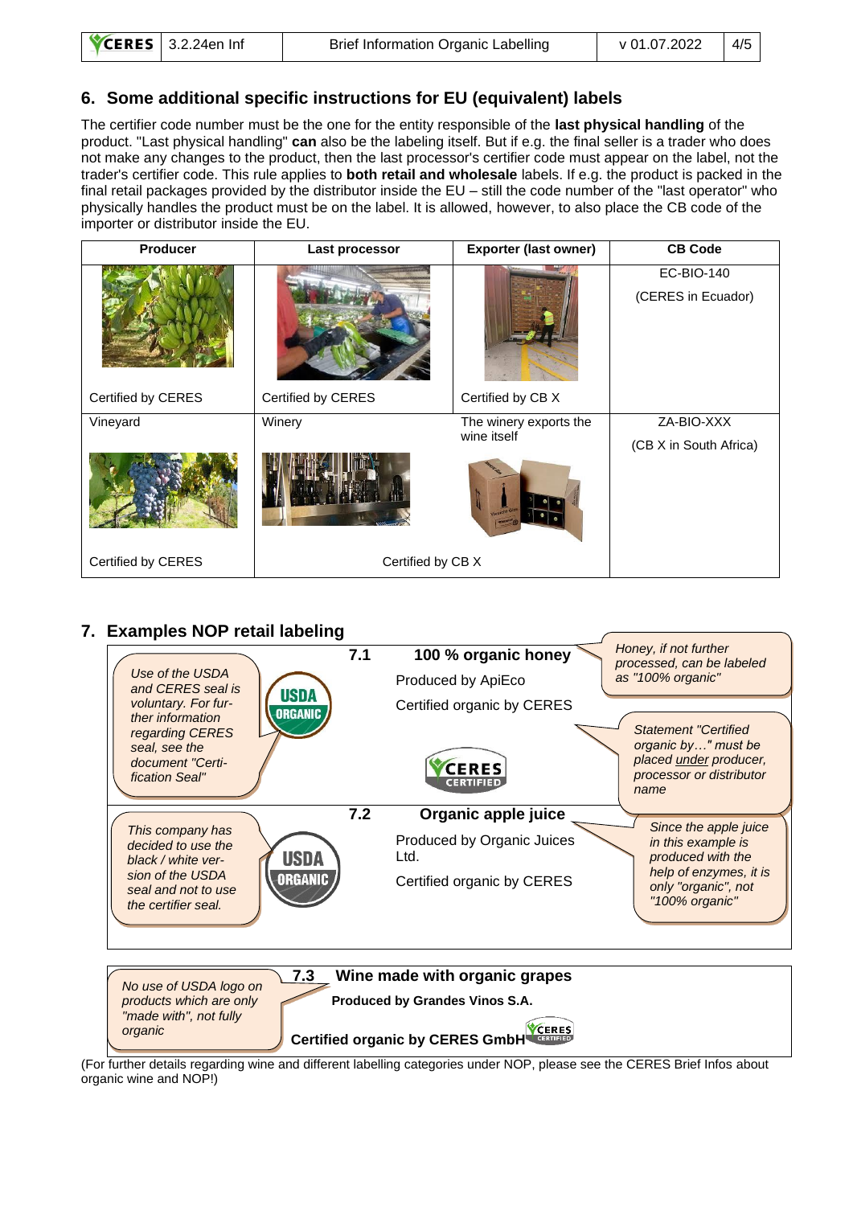## 6. Some additional specific instructions for EU (equivalent) labels

The certifier code number must be the one for the entity responsible of the **last physical handling** of the product. "Last physical handling" **can** also be the labeling itself. But if e.g. the final seller is a trader who does not make any changes to the product, then the last processor's certifier code must appear on the label, not the trader's certifier code. This rule applies to **both retail and wholesale** labels. If e.g. the product is packed in the final retail packages provided by the distributor inside the EU – still the code number of the "last operator" who physically handles the product must be on the label. It is allowed, however, to also place the CB code of the importer or distributor inside the EU.

| Producer | Last processor | Exporter (last owner) | CB Code |
|---|---|---|---|
| Certified by CERES | Certified by CERES | Certified by CB X | EC-BIO-140 (CERES in Ecuador) |
| Vineyard<br>Certified by CERES | Winery<br>Certified by CB X | The winery exports the wine itself<br>Certified by CB X | ZA-BIO-XXX (CB X in South Africa) |

## 7. Examples NOP retail labeling

**7.1 100 % organic honey**

Produced by ApiEco

Certified organic by CERES

USDA ORGANIC

CERES CERTIFIED

*Use of the USDA and CERES seal is voluntary. For further information regarding CERES seal, see the document "Certification Seal"*

*Honey, if not further processed, can be labeled as "100% organic"*

*Statement "Certified organic by…" must be placed under producer, processor or distributor name*

**7.2 Organic apple juice**

Produced by Organic Juices Ltd.

Certified organic by CERES

USDA ORGANIC

*This company has decided to use the black / white version of the USDA seal and not to use the certifier seal.*

*Since the apple juice in this example is produced with the help of enzymes, it is only "organic", not "100% organic"*

**7.3 Wine made with organic grapes**

**Produced by Grandes Vinos S.A.**

**Certified organic by CERES GmbH** CERES CERTIFIED

*No use of USDA logo on products which are only "made with", not fully organic*

(For further details regarding wine and different labelling categories under NOP, please see the CERES Brief Infos about organic wine and NOP!)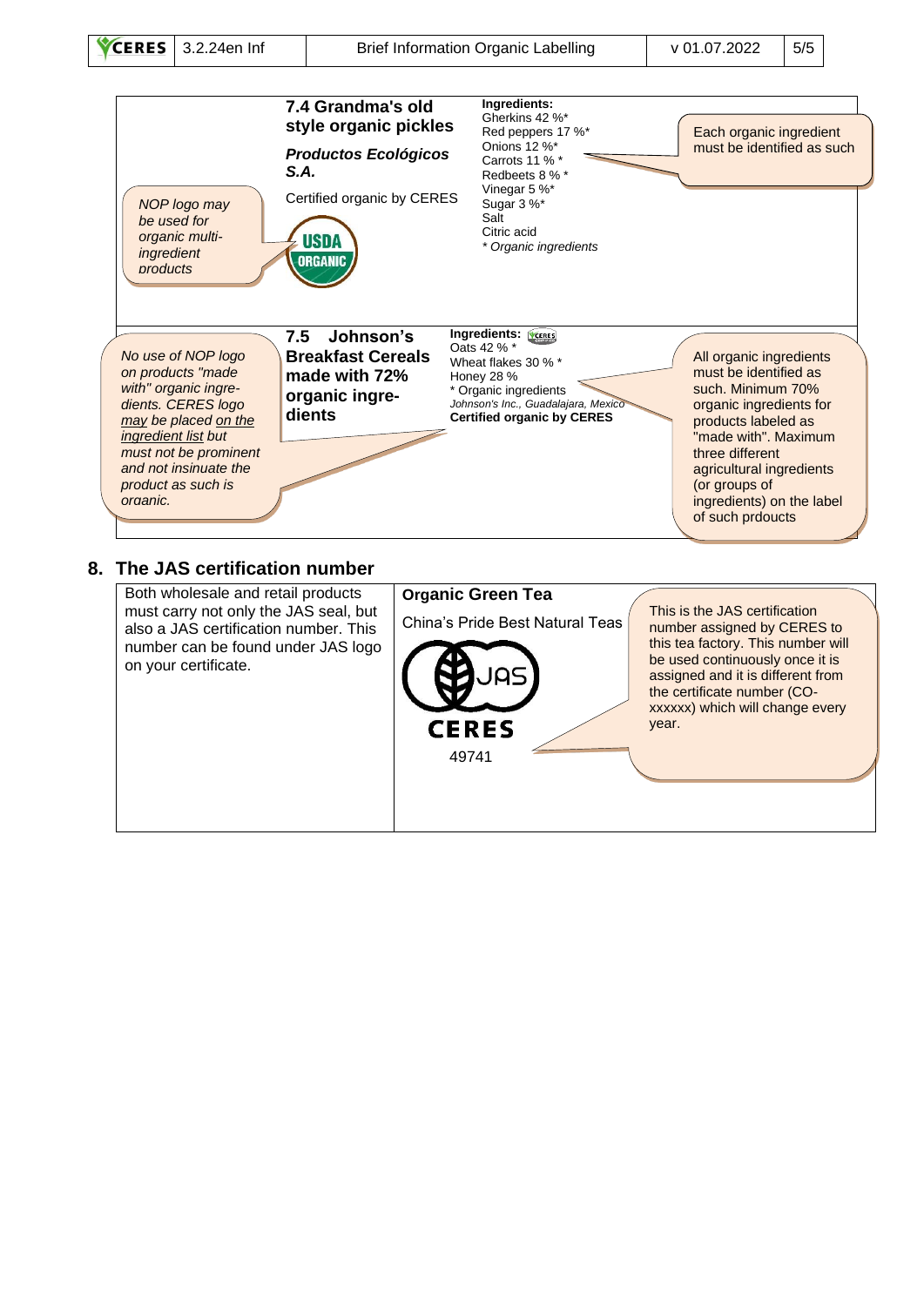*NOP logo may be used for organic multi-ingredient products*

**7.4 Grandma's old style organic pickles**

***Productos Ecológicos S.A.***

Certified organic by CERES

USDA ORGANIC

**Ingredients:**
Gherkins 42 %*
Red peppers 17 %*
Onions 12 %*
Carrots 11 % *
Redbeets 8 % *
Vinegar 5 %*
Sugar 3 %*
Salt
Citric acid
*\* Organic ingredients*

Each organic ingredient must be identified as such

*No use of NOP logo on products "made with" organic ingre-dients. CERES logo <u>may</u> be placed <u>on the ingredient list</u> but must not be prominent and not insinuate the product as such is organic.*

**7.5 Johnson's Breakfast Cereals made with 72% organic ingre-dients**

**Ingredients:** CERES
Oats 42 % *
Wheat flakes 30 % *
Honey 28 %
\* Organic ingredients
*Johnson's Inc., Guadalajara, Mexico*
**Certified organic by CERES**

All organic ingredients must be identified as such. Minimum 70% organic ingredients for products labeled as "made with". Maximum three different agricultural ingredients (or groups of ingredients) on the label of such prdoucts

## 8. The JAS certification number

Both wholesale and retail products must carry not only the JAS seal, but also a JAS certification number. This number can be found under JAS logo on your certificate.

**Organic Green Tea**

China's Pride Best Natural Teas

JAS

CERES

49741

This is the JAS certification number assigned by CERES to this tea factory. This number will be used continuously once it is assigned and it is different from the certificate number (CO-xxxxxx) which will change every year.